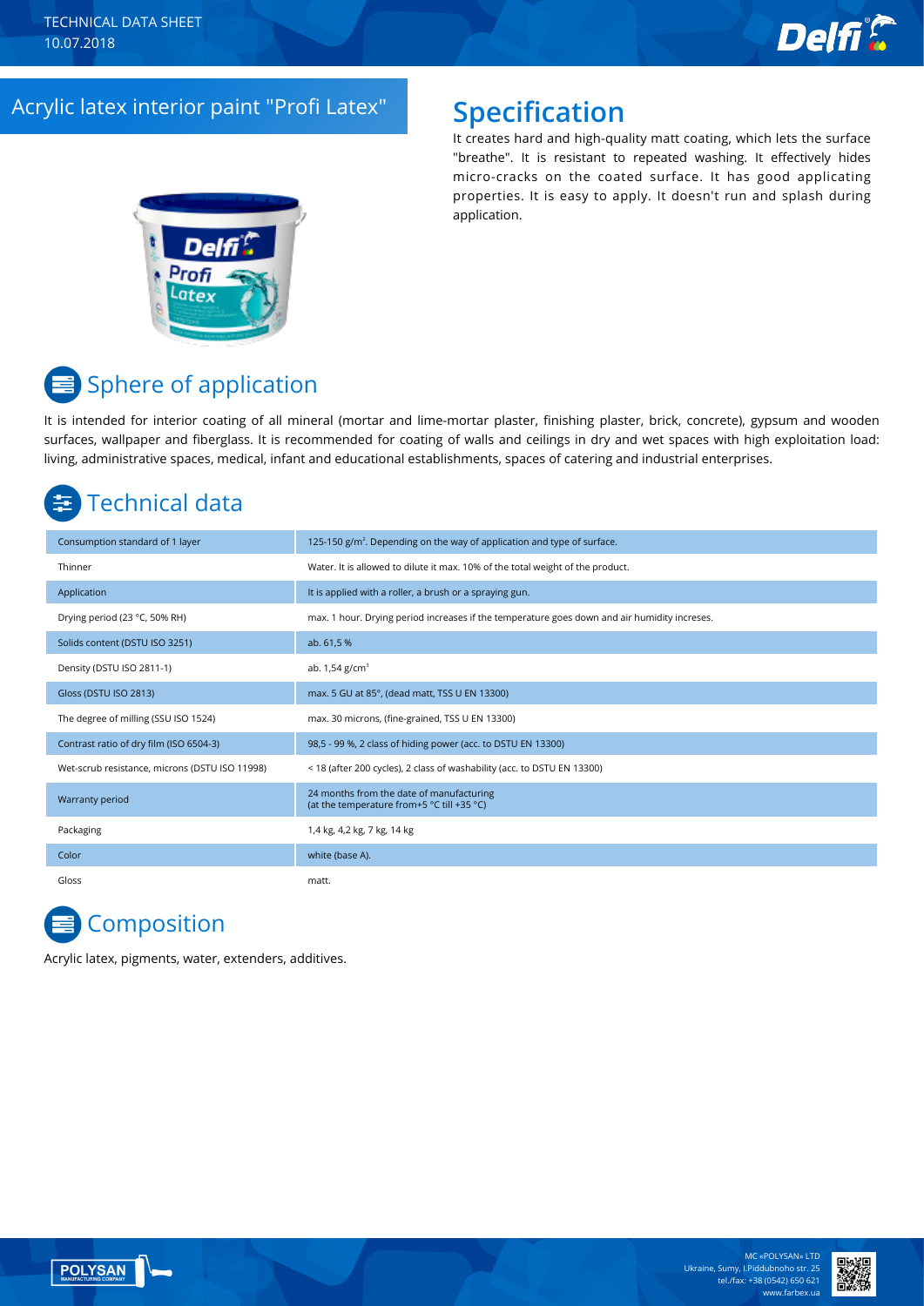TECHNICAL DATA SHEET
10.07.2018

# Acrylic latex interior paint "Profi Latex"

## Specification

It creates hard and high-quality matt coating, which lets the surface "breathe". It is resistant to repeated washing. It effectively hides micro-cracks on the coated surface. It has good applicating properties. It is easy to apply. It doesn't run and splash during application.

## Sphere of application

It is intended for interior coating of all mineral (mortar and lime-mortar plaster, finishing plaster, brick, concrete), gypsum and wooden surfaces, wallpaper and fiberglass. It is recommended for coating of walls and ceilings in dry and wet spaces with high exploitation load: living, administrative spaces, medical, infant and educational establishments, spaces of catering and industrial enterprises.

## Technical data

| | |
|---|---|
| Consumption standard of 1 layer | 125-150 g/m². Depending on the way of application and type of surface. |
| Thinner | Water. It is allowed to dilute it max. 10% of the total weight of the product. |
| Application | It is applied with a roller, a brush or a spraying gun. |
| Drying period (23 °C, 50% RH) | max. 1 hour. Drying period increases if the temperature goes down and air humidity increses. |
| Solids content (DSTU ISO 3251) | ab. 61,5 % |
| Density (DSTU ISO 2811-1) | ab. 1,54 g/cm³ |
| Gloss (DSTU ISO 2813) | max. 5 GU at 85°, (dead matt, TSS U EN 13300) |
| The degree of milling (SSU ISO 1524) | max. 30 microns, (fine-grained, TSS U EN 13300) |
| Contrast ratio of dry film (ISO 6504-3) | 98,5 - 99 %, 2 class of hiding power (acc. to DSTU EN 13300) |
| Wet-scrub resistance, microns (DSTU ISO 11998) | < 18 (after 200 cycles), 2 class of washability (acc. to DSTU EN 13300) |
| Warranty period | 24 months from the date of manufacturing (at the temperature from+5 °C till +35 °C) |
| Packaging | 1,4 kg, 4,2 kg, 7 kg, 14 kg |
| Color | white (base A). |
| Gloss | matt. |

## Composition

Acrylic latex, pigments, water, extenders, additives.

MC «POLYSAN» LTD
Ukraine, Sumy, I.Piddubnoho str. 25
tel./fax: +38 (0542) 650 621
www.farbex.ua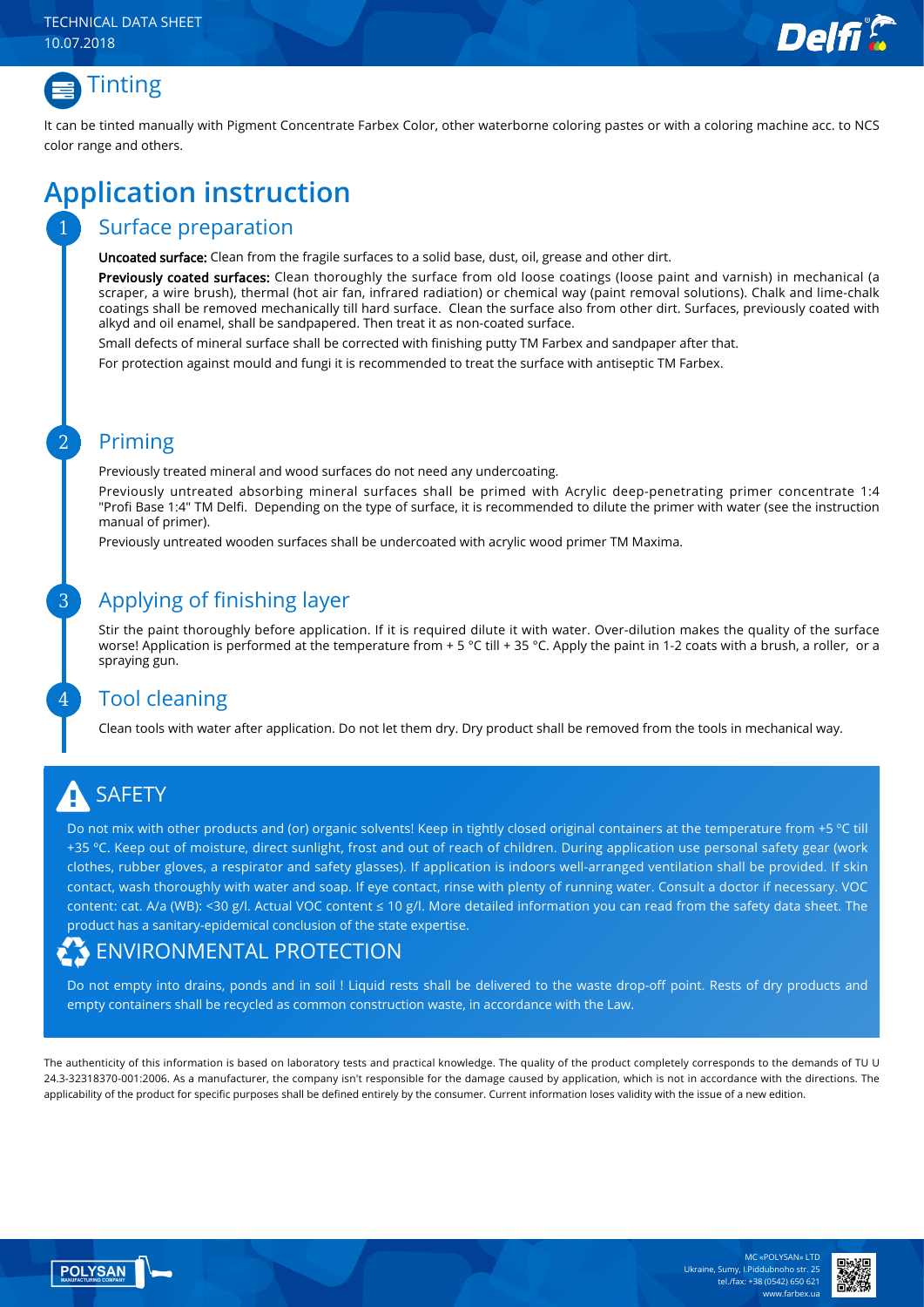## Tinting

It can be tinted manually with Pigment Concentrate Farbex Color, other waterborne coloring pastes or with a coloring machine acc. to NCS color range and others.

# Application instruction

## 1 Surface preparation

**Uncoated surface:** Clean from the fragile surfaces to a solid base, dust, oil, grease and other dirt.

**Previously coated surfaces:** Clean thoroughly the surface from old loose coatings (loose paint and varnish) in mechanical (a scraper, a wire brush), thermal (hot air fan, infrared radiation) or chemical way (paint removal solutions). Chalk and lime-chalk coatings shall be removed mechanically till hard surface. Clean the surface also from other dirt. Surfaces, previously coated with alkyd and oil enamel, shall be sandpapered. Then treat it as non-coated surface.

Small defects of mineral surface shall be corrected with finishing putty TM Farbex and sandpaper after that.

For protection against mould and fungi it is recommended to treat the surface with antiseptic TM Farbex.

## 2 Priming

Previously treated mineral and wood surfaces do not need any undercoating.

Previously untreated absorbing mineral surfaces shall be primed with Acrylic deep-penetrating primer concentrate 1:4 "Profi Base 1:4" TM Delfi. Depending on the type of surface, it is recommended to dilute the primer with water (see the instruction manual of primer).

Previously untreated wooden surfaces shall be undercoated with acrylic wood primer TM Maxima.

## 3 Applying of finishing layer

Stir the paint thoroughly before application. If it is required dilute it with water. Over-dilution makes the quality of the surface worse! Application is performed at the temperature from + 5 °C till + 35 °C. Apply the paint in 1-2 coats with a brush, a roller, or a spraying gun.

## 4 Tool cleaning

Clean tools with water after application. Do not let them dry. Dry product shall be removed from the tools in mechanical way.

## SAFETY

Do not mix with other products and (or) organic solvents! Keep in tightly closed original containers at the temperature from +5 °C till +35 °C. Keep out of moisture, direct sunlight, frost and out of reach of children. During application use personal safety gear (work clothes, rubber gloves, a respirator and safety glasses). If application is indoors well-arranged ventilation shall be provided. If skin contact, wash thoroughly with water and soap. If eye contact, rinse with plenty of running water. Consult a doctor if necessary. VOC content: cat. A/a (WB): <30 g/l. Actual VOC content ≤ 10 g/l. More detailed information you can read from the safety data sheet. The product has a sanitary-epidemical conclusion of the state expertise.

## ENVIRONMENTAL PROTECTION

Do not empty into drains, ponds and in soil ! Liquid rests shall be delivered to the waste drop-off point. Rests of dry products and empty containers shall be recycled as common construction waste, in accordance with the Law.

The authenticity of this information is based on laboratory tests and practical knowledge. The quality of the product completely corresponds to the demands of TU U 24.3-32318370-001:2006. As a manufacturer, the company isn't responsible for the damage caused by application, which is not in accordance with the directions. The applicability of the product for specific purposes shall be defined entirely by the consumer. Current information loses validity with the issue of a new edition.

MC «POLYSAN» LTD
Ukraine, Sumy, I.Piddubnoho str. 25
tel./fax: +38 (0542) 650 621
www.farbex.ua